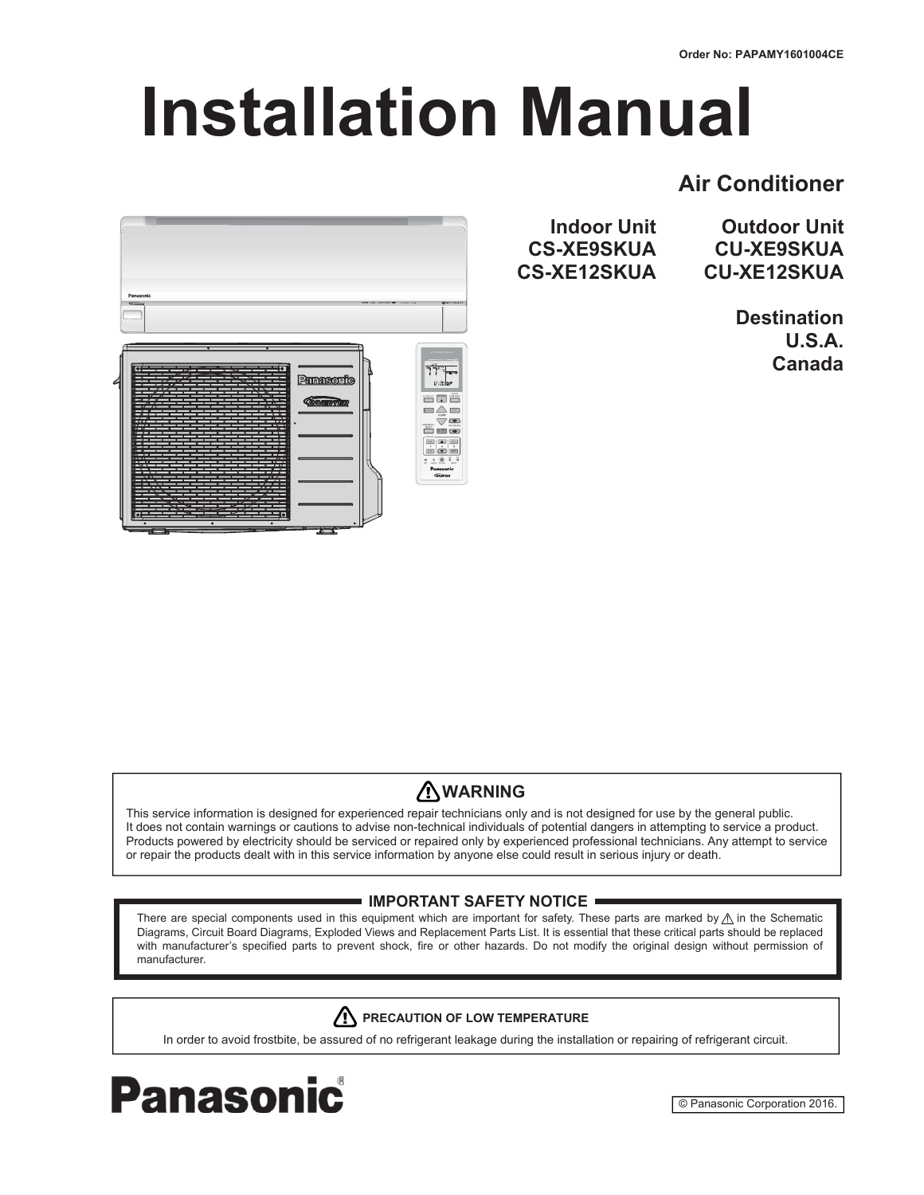Order No: PAPAMY1601004CE

# Installation Manual

## Air Conditioner

| Indoor Unit | Outdoor Unit |
| --- | --- |
| CS-XE9SKUA | CU-XE9SKUA |
| CS-XE12SKUA | CU-XE12SKUA |

**Destination**
**U.S.A.**
**Canada**

### ⚠ WARNING

This service information is designed for experienced repair technicians only and is not designed for use by the general public. It does not contain warnings or cautions to advise non-technical individuals of potential dangers in attempting to service a product. Products powered by electricity should be serviced or repaired only by experienced professional technicians. Any attempt to service or repair the products dealt with in this service information by anyone else could result in serious injury or death.

### IMPORTANT SAFETY NOTICE

There are special components used in this equipment which are important for safety. These parts are marked by ⚠ in the Schematic Diagrams, Circuit Board Diagrams, Exploded Views and Replacement Parts List. It is essential that these critical parts should be replaced with manufacturer's specified parts to prevent shock, fire or other hazards. Do not modify the original design without permission of manufacturer.

### ⚠ PRECAUTION OF LOW TEMPERATURE

In order to avoid frostbite, be assured of no refrigerant leakage during the installation or repairing of refrigerant circuit.

**Panasonic**®

© Panasonic Corporation 2016.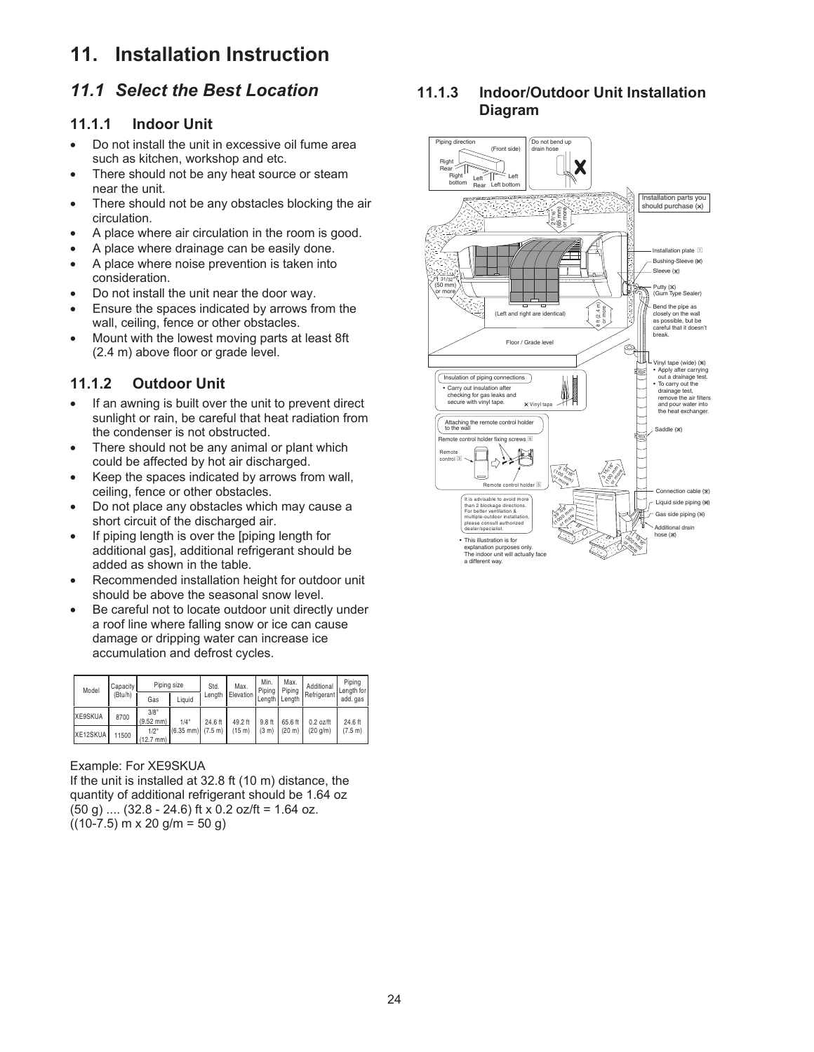# 11. Installation Instruction

## 11.1 Select the Best Location

### 11.1.1 Indoor Unit

- Do not install the unit in excessive oil fume area such as kitchen, workshop and etc.
- There should not be any heat source or steam near the unit.
- There should not be any obstacles blocking the air circulation.
- A place where air circulation in the room is good.
- A place where drainage can be easily done.
- A place where noise prevention is taken into consideration.
- Do not install the unit near the door way.
- Ensure the spaces indicated by arrows from the wall, ceiling, fence or other obstacles.
- Mount with the lowest moving parts at least 8ft (2.4 m) above floor or grade level.

### 11.1.2 Outdoor Unit

- If an awning is built over the unit to prevent direct sunlight or rain, be careful that heat radiation from the condenser is not obstructed.
- There should not be any animal or plant which could be affected by hot air discharged.
- Keep the spaces indicated by arrows from wall, ceiling, fence or other obstacles.
- Do not place any obstacles which may cause a short circuit of the discharged air.
- If piping length is over the [piping length for additional gas], additional refrigerant should be added as shown in the table.
- Recommended installation height for outdoor unit should be above the seasonal snow level.
- Be careful not to locate outdoor unit directly under a roof line where falling snow or ice can cause damage or dripping water can increase ice accumulation and defrost cycles.

| Model | Capacity (Btu/h) | Piping size | | Std. Length | Max. Elevation | Min. Piping Length | Max. Piping Length | Additional Refrigerant | Piping Length for add. gas |
|---|---|---|---|---|---|---|---|---|---|
| | | Gas | Liquid | | | | | | |
| XE9SKUA | 8700 | 3/8" (9.52 mm) | 1/4" (6.35 mm) | 24.6 ft (7.5 m) | 49.2 ft (15 m) | 9.8 ft (3 m) | 65.6 ft (20 m) | 0.2 oz/ft (20 g/m) | 24.6 ft (7.5 m) |
| XE12SKUA | 11500 | 1/2" (12.7 mm) | 1/4" (6.35 mm) | 24.6 ft (7.5 m) | 49.2 ft (15 m) | 9.8 ft (3 m) | 65.6 ft (20 m) | 0.2 oz/ft (20 g/m) | 24.6 ft (7.5 m) |

Example: For XE9SKUA

If the unit is installed at 32.8 ft (10 m) distance, the quantity of additional refrigerant should be 1.64 oz (50 g) .... (32.8 - 24.6) ft x 0.2 oz/ft = 1.64 oz.

((10-7.5) m x 20 g/m = 50 g)

### 11.1.3 Indoor/Outdoor Unit Installation Diagram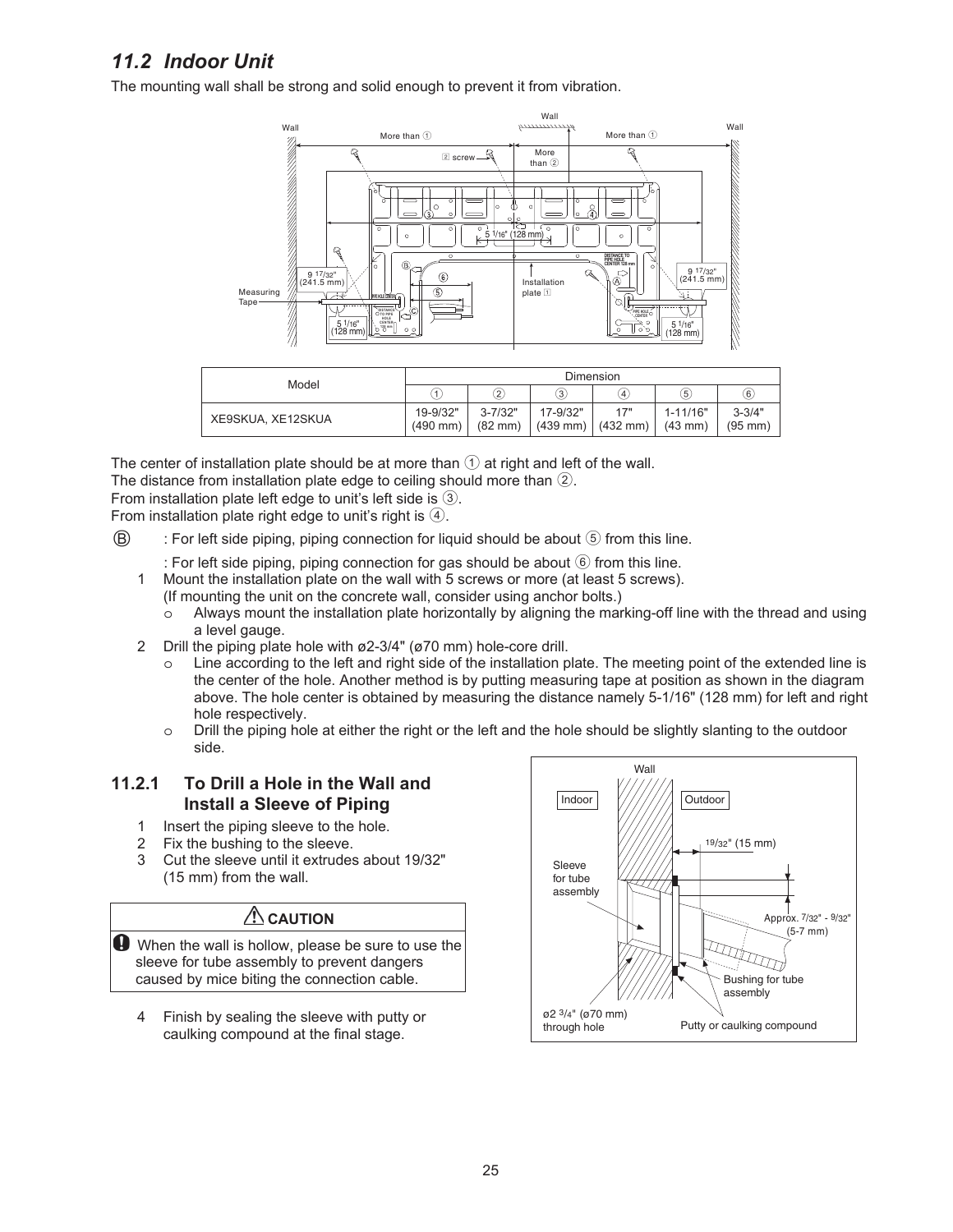## 11.2 Indoor Unit

The mounting wall shall be strong and solid enough to prevent it from vibration.

| Model | Dimension | | | | | |
|---|---|---|---|---|---|---|
| | ① | ② | ③ | ④ | ⑤ | ⑥ |
| XE9SKUA, XE12SKUA | 19-9/32" (490 mm) | 3-7/32" (82 mm) | 17-9/32" (439 mm) | 17" (432 mm) | 1-11/16" (43 mm) | 3-3/4" (95 mm) |

The center of installation plate should be at more than ① at right and left of the wall.
The distance from installation plate edge to ceiling should more than ②.
From installation plate left edge to unit's left side is ③.
From installation plate right edge to unit's right is ④.

Ⓑ : For left side piping, piping connection for liquid should be about ⑤ from this line.

: For left side piping, piping connection for gas should be about ⑥ from this line.

1. Mount the installation plate on the wall with 5 screws or more (at least 5 screws).
   (If mounting the unit on the concrete wall, consider using anchor bolts.)
   - Always mount the installation plate horizontally by aligning the marking-off line with the thread and using a level gauge.
2. Drill the piping plate hole with ø2-3/4" (ø70 mm) hole-core drill.
   - Line according to the left and right side of the installation plate. The meeting point of the extended line is the center of the hole. Another method is by putting measuring tape at position as shown in the diagram above. The hole center is obtained by measuring the distance namely 5-1/16" (128 mm) for left and right hole respectively.
   - Drill the piping hole at either the right or the left and the hole should be slightly slanting to the outdoor side.

### 11.2.1 To Drill a Hole in the Wall and Install a Sleeve of Piping

1. Insert the piping sleeve to the hole.
2. Fix the bushing to the sleeve.
3. Cut the sleeve until it extrudes about 19/32" (15 mm) from the wall.

**⚠ CAUTION**

When the wall is hollow, please be sure to use the sleeve for tube assembly to prevent dangers caused by mice biting the connection cable.

4. Finish by sealing the sleeve with putty or caulking compound at the final stage.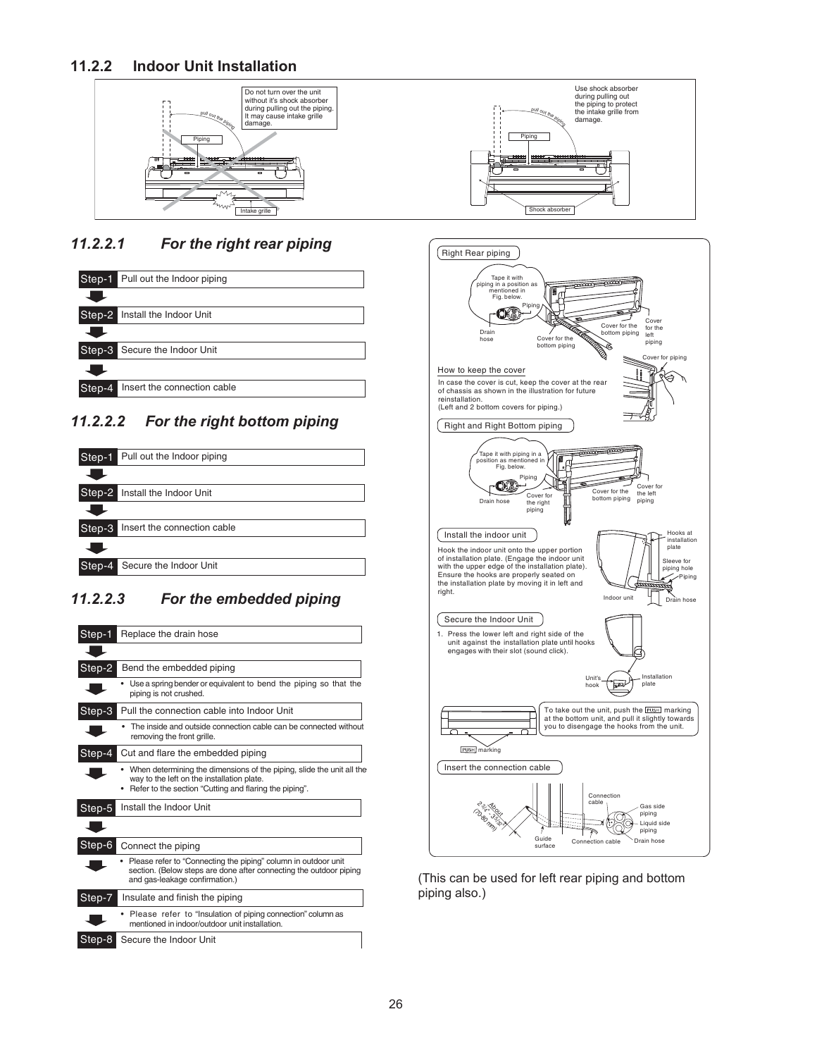## 11.2.2 Indoor Unit Installation

Do not turn over the unit without it's shock absorber during pulling out the piping. It may cause intake grille damage.

Use shock absorber during pulling out the piping to protect the intake grille from damage.

### *11.2.2.1 For the right rear piping*

- Step-1 Pull out the Indoor piping
- Step-2 Install the Indoor Unit
- Step-3 Secure the Indoor Unit
- Step-4 Insert the connection cable

### *11.2.2.2 For the right bottom piping*

- Step-1 Pull out the Indoor piping
- Step-2 Install the Indoor Unit
- Step-3 Insert the connection cable
- Step-4 Secure the Indoor Unit

### *11.2.2.3 For the embedded piping*

- Step-1 Replace the drain hose
- Step-2 Bend the embedded piping
  - Use a spring bender or equivalent to bend the piping so that the piping is not crushed.
- Step-3 Pull the connection cable into Indoor Unit
  - The inside and outside connection cable can be connected without removing the front grille.
- Step-4 Cut and flare the embedded piping
  - When determining the dimensions of the piping, slide the unit all the way to the left on the installation plate.
  - Refer to the section "Cutting and flaring the piping".
- Step-5 Install the Indoor Unit
- Step-6 Connect the piping
  - Please refer to "Connecting the piping" column in outdoor unit section. (Below steps are done after connecting the outdoor piping and gas-leakage confirmation.)
- Step-7 Insulate and finish the piping
  - Please refer to "Insulation of piping connection" column as mentioned in indoor/outdoor unit installation.
- Step-8 Secure the Indoor Unit

**Right Rear piping**

Tape it with piping in a position as mentioned in Fig. below.

**How to keep the cover**

In case the cover is cut, keep the cover at the rear of chassis as shown in the illustration for future reinstallation.
(Left and 2 bottom covers for piping.)

**Right and Right Bottom piping**

Tape it with piping in a position as mentioned in Fig. below.

**Install the indoor unit**

Hook the indoor unit onto the upper portion of installation plate. (Engage the indoor unit with the upper edge of the installation plate). Ensure the hooks are properly seated on the installation plate by moving it in left and right.

**Secure the Indoor Unit**

1. Press the lower left and right side of the unit against the installation plate until hooks engages with their slot (sound click).

To take out the unit, push the PUSH marking at the bottom unit, and pull it slightly towards you to disengage the hooks from the unit.

**Insert the connection cable**

About 2 3/4" - 3 5/32" (70-80 mm)

(This can be used for left rear piping and bottom piping also.)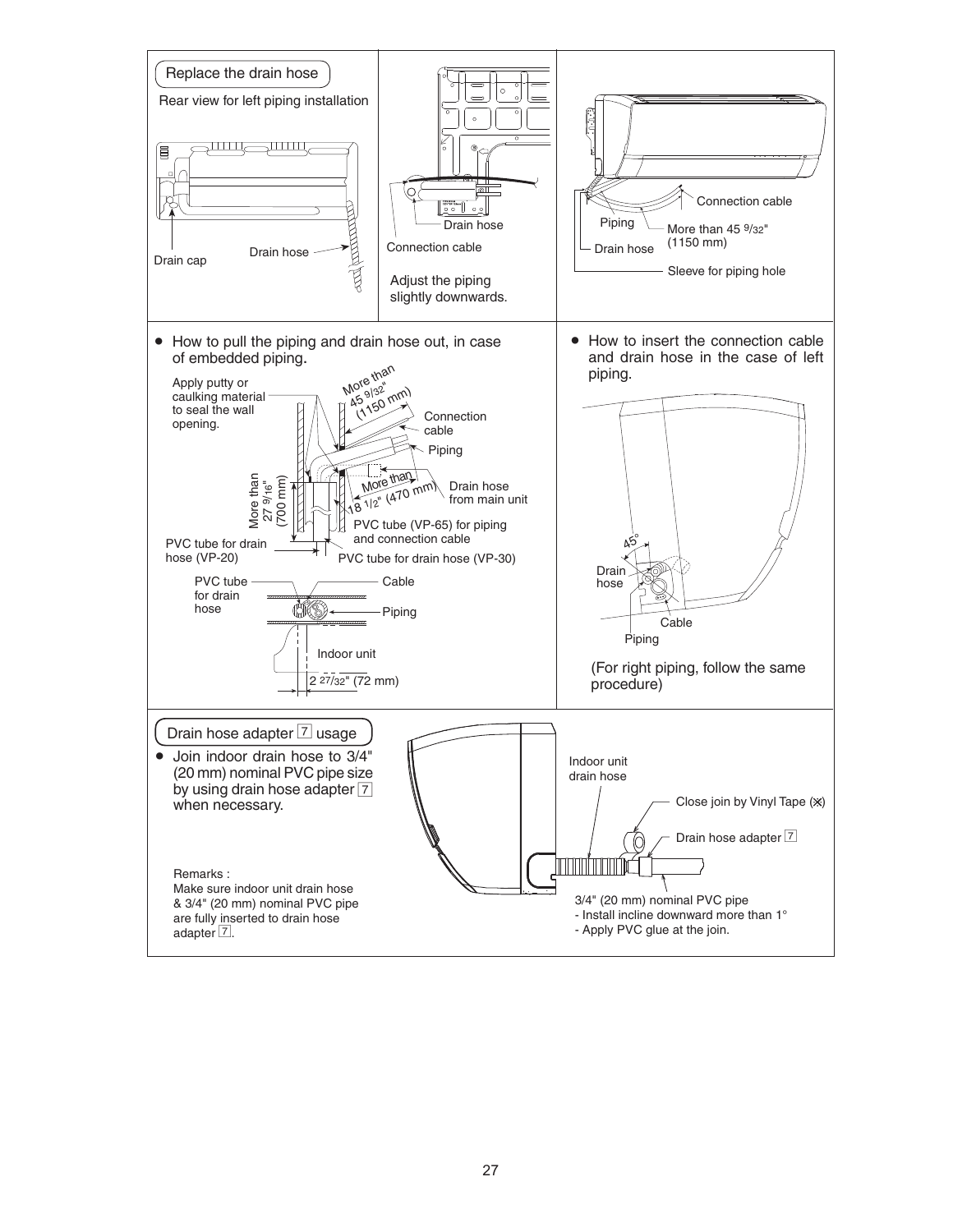## Replace the drain hose

Rear view for left piping installation

Drain cap

Drain hose

Drain hose

Connection cable

Adjust the piping slightly downwards.

Connection cable

Piping

More than 45 9/32" (1150 mm)

Drain hose

Sleeve for piping hole

- How to pull the piping and drain hose out, in case of embedded piping.

Apply putty or caulking material to seal the wall opening.

More than 45 9/32" (1150 mm)

Connection cable

Piping

More than 27 9/16" (700 mm)

More than 18 1/2" (470 mm)

Drain hose from main unit

PVC tube (VP-65) for piping and connection cable

PVC tube for drain hose (VP-20)

PVC tube for drain hose (VP-30)

PVC tube for drain hose

Cable

Piping

Indoor unit

2 27/32" (72 mm)

- How to insert the connection cable and drain hose in the case of left piping.

45°

Drain hose

Cable

Piping

(For right piping, follow the same procedure)

## Drain hose adapter 7 usage

- Join indoor drain hose to 3/4" (20 mm) nominal PVC pipe size by using drain hose adapter 7 when necessary.

Remarks :
Make sure indoor unit drain hose & 3/4" (20 mm) nominal PVC pipe are fully inserted to drain hose adapter 7.

Indoor unit drain hose

Close join by Vinyl Tape (✕)

Drain hose adapter 7

3/4" (20 mm) nominal PVC pipe
- Install incline downward more than 1°
- Apply PVC glue at the join.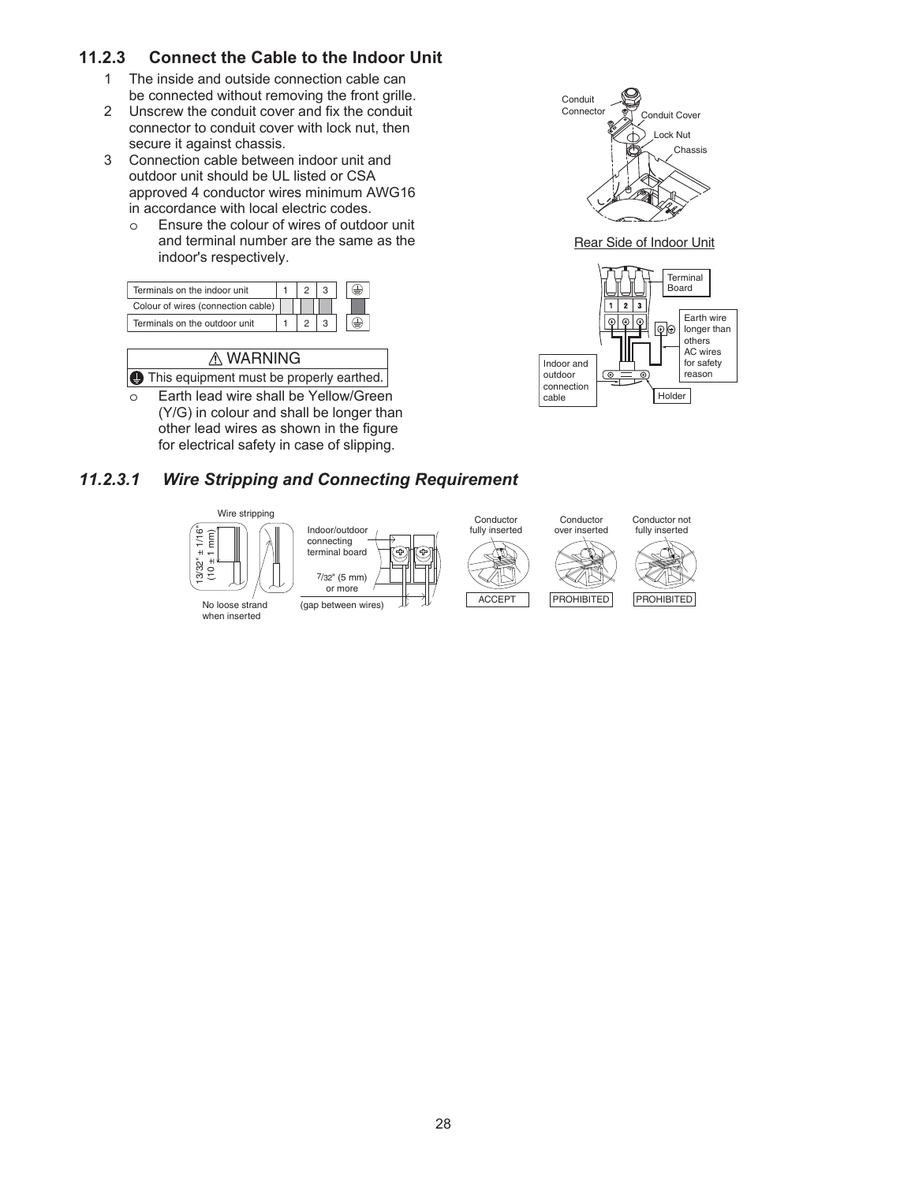### 11.2.3 Connect the Cable to the Indoor Unit

1. The inside and outside connection cable can be connected without removing the front grille.
2. Unscrew the conduit cover and fix the conduit connector to conduit cover with lock nut, then secure it against chassis.
3. Connection cable between indoor unit and outdoor unit should be UL listed or CSA approved 4 conductor wires minimum AWG16 in accordance with local electric codes.
   - o Ensure the colour of wires of outdoor unit and terminal number are the same as the indoor's respectively.

| Terminals on the indoor unit | 1 | 2 | 3 | ⏚ |
|---|---|---|---|---|
| Colour of wires (connection cable) | | | | |
| Terminals on the outdoor unit | 1 | 2 | 3 | ⏚ |

⚠ WARNING

This equipment must be properly earthed.

- o Earth lead wire shall be Yellow/Green (Y/G) in colour and shall be longer than other lead wires as shown in the figure for electrical safety in case of slipping.

Conduit Connector, Conduit Cover, Lock Nut, Chassis

Rear Side of Indoor Unit

Terminal Board; Earth wire longer than others AC wires for safety reason; Indoor and outdoor connection cable; Holder

#### 11.2.3.1 Wire Stripping and Connecting Requirement

Wire stripping: 13/32" ± 1/16" (10 ± 1 mm); No loose strand when inserted

Indoor/outdoor connecting terminal board; 7/32" (5 mm) or more (gap between wires)

Conductor fully inserted — ACCEPT

Conductor over inserted — PROHIBITED

Conductor not fully inserted — PROHIBITED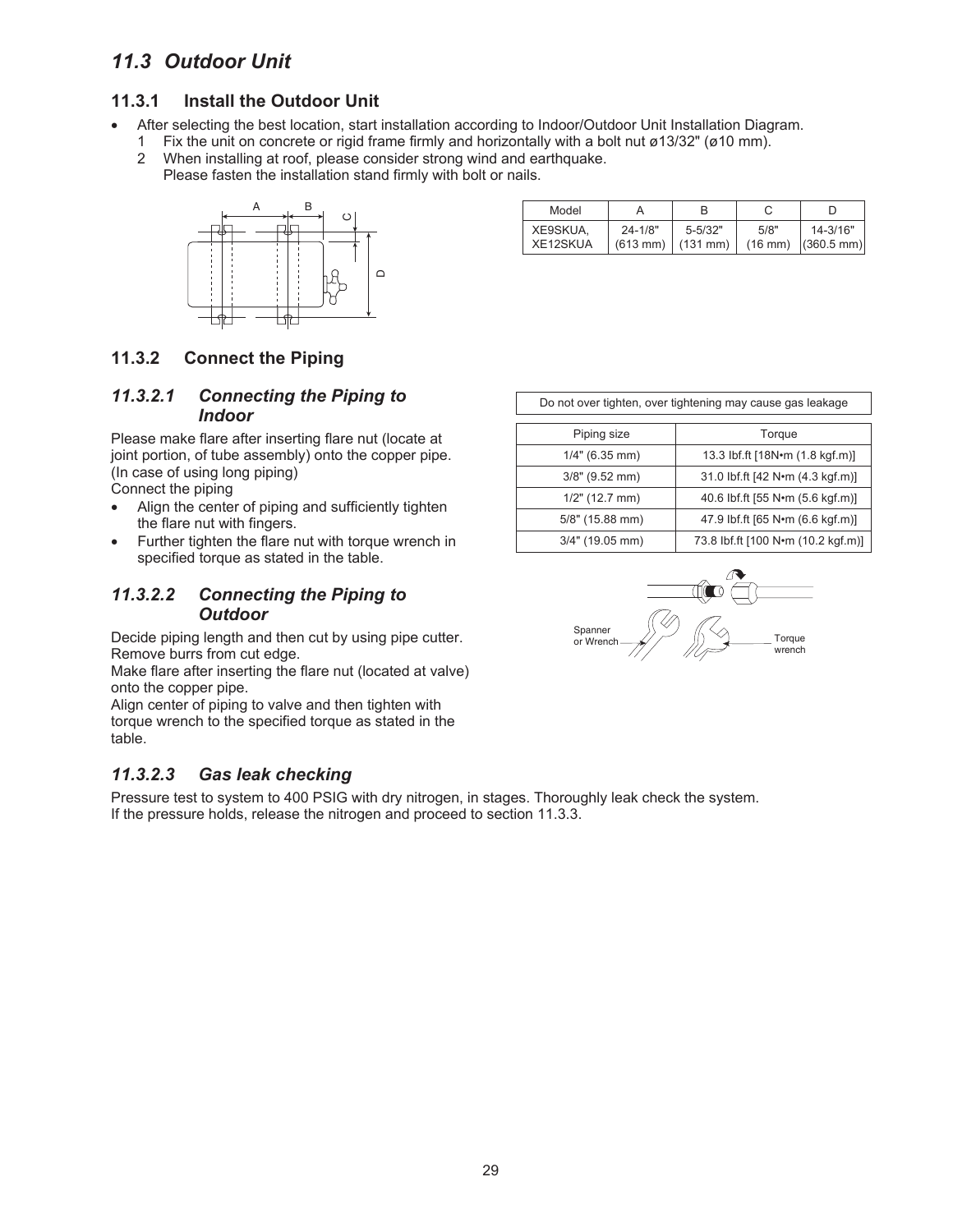## 11.3 Outdoor Unit

### 11.3.1 Install the Outdoor Unit

- After selecting the best location, start installation according to Indoor/Outdoor Unit Installation Diagram.
  1. Fix the unit on concrete or rigid frame firmly and horizontally with a bolt nut ø13/32" (ø10 mm).
  2. When installing at roof, please consider strong wind and earthquake.
     Please fasten the installation stand firmly with bolt or nails.

| Model | A | B | C | D |
|---|---|---|---|---|
| XE9SKUA, XE12SKUA | 24-1/8" (613 mm) | 5-5/32" (131 mm) | 5/8" (16 mm) | 14-3/16" (360.5 mm) |

### 11.3.2 Connect the Piping

#### *11.3.2.1 Connecting the Piping to Indoor*

Please make flare after inserting flare nut (locate at joint portion, of tube assembly) onto the copper pipe.
(In case of using long piping)
Connect the piping

- Align the center of piping and sufficiently tighten the flare nut with fingers.
- Further tighten the flare nut with torque wrench in specified torque as stated in the table.

Do not over tighten, over tightening may cause gas leakage

| Piping size | Torque |
|---|---|
| 1/4" (6.35 mm) | 13.3 lbf.ft [18N•m (1.8 kgf.m)] |
| 3/8" (9.52 mm) | 31.0 lbf.ft [42 N•m (4.3 kgf.m)] |
| 1/2" (12.7 mm) | 40.6 lbf.ft [55 N•m (5.6 kgf.m)] |
| 5/8" (15.88 mm) | 47.9 lbf.ft [65 N•m (6.6 kgf.m)] |
| 3/4" (19.05 mm) | 73.8 lbf.ft [100 N•m (10.2 kgf.m)] |

Spanner or Wrench

Torque wrench

#### *11.3.2.2 Connecting the Piping to Outdoor*

Decide piping length and then cut by using pipe cutter.
Remove burrs from cut edge.
Make flare after inserting the flare nut (located at valve) onto the copper pipe.
Align center of piping to valve and then tighten with torque wrench to the specified torque as stated in the table.

#### *11.3.2.3 Gas leak checking*

Pressure test to system to 400 PSIG with dry nitrogen, in stages. Thoroughly leak check the system.
If the pressure holds, release the nitrogen and proceed to section 11.3.3.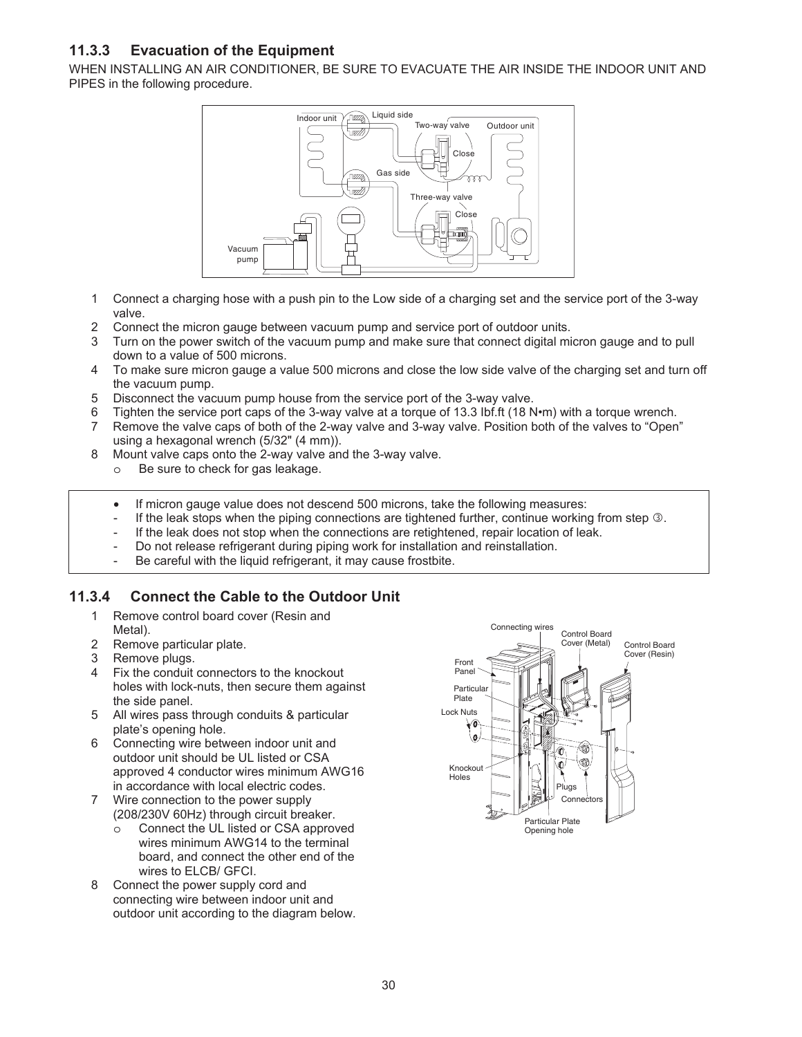### 11.3.3 Evacuation of the Equipment

WHEN INSTALLING AN AIR CONDITIONER, BE SURE TO EVACUATE THE AIR INSIDE THE INDOOR UNIT AND PIPES in the following procedure.

1. Connect a charging hose with a push pin to the Low side of a charging set and the service port of the 3-way valve.
2. Connect the micron gauge between vacuum pump and service port of outdoor units.
3. Turn on the power switch of the vacuum pump and make sure that connect digital micron gauge and to pull down to a value of 500 microns.
4. To make sure micron gauge a value 500 microns and close the low side valve of the charging set and turn off the vacuum pump.
5. Disconnect the vacuum pump house from the service port of the 3-way valve.
6. Tighten the service port caps of the 3-way valve at a torque of 13.3 lbf.ft (18 N•m) with a torque wrench.
7. Remove the valve caps of both of the 2-way valve and 3-way valve. Position both of the valves to "Open" using a hexagonal wrench (5/32" (4 mm)).
8. Mount valve caps onto the 2-way valve and the 3-way valve.
   - Be sure to check for gas leakage.

- If micron gauge value does not descend 500 microns, take the following measures:
  - If the leak stops when the piping connections are tightened further, continue working from step ③.
  - If the leak does not stop when the connections are retightened, repair location of leak.
  - Do not release refrigerant during piping work for installation and reinstallation.
  - Be careful with the liquid refrigerant, it may cause frostbite.

### 11.3.4 Connect the Cable to the Outdoor Unit

1. Remove control board cover (Resin and Metal).
2. Remove particular plate.
3. Remove plugs.
4. Fix the conduit connectors to the knockout holes with lock-nuts, then secure them against the side panel.
5. All wires pass through conduits & particular plate's opening hole.
6. Connecting wire between indoor unit and outdoor unit should be UL listed or CSA approved 4 conductor wires minimum AWG16 in accordance with local electric codes.
7. Wire connection to the power supply (208/230V 60Hz) through circuit breaker.
   - Connect the UL listed or CSA approved wires minimum AWG14 to the terminal board, and connect the other end of the wires to ELCB/ GFCI.
8. Connect the power supply cord and connecting wire between indoor unit and outdoor unit according to the diagram below.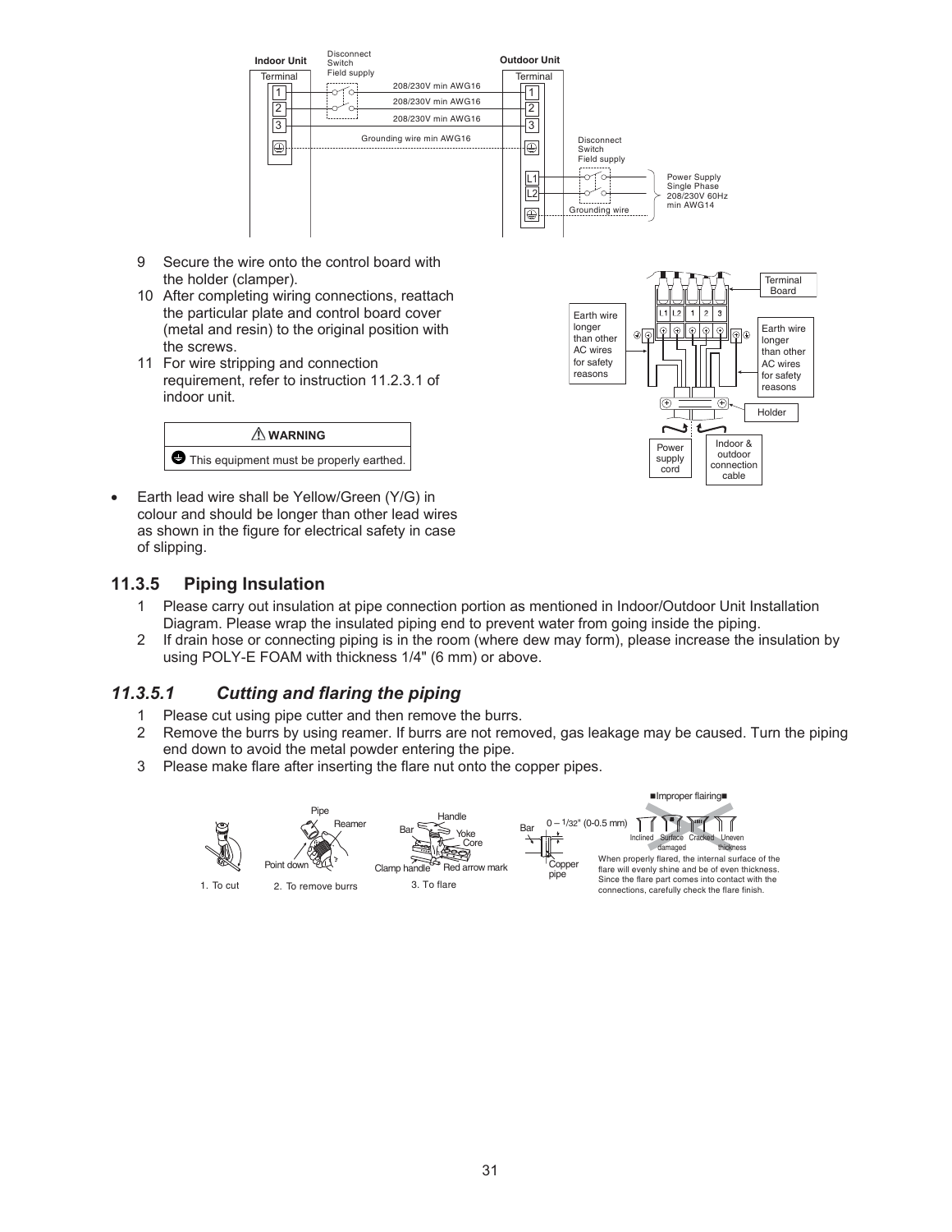9 Secure the wire onto the control board with the holder (clamper).
10 After completing wiring connections, reattach the particular plate and control board cover (metal and resin) to the original position with the screws.
11 For wire stripping and connection requirement, refer to instruction 11.2.3.1 of indoor unit.

> ⚠ **WARNING**
>
> This equipment must be properly earthed.

- Earth lead wire shall be Yellow/Green (Y/G) in colour and should be longer than other lead wires as shown in the figure for electrical safety in case of slipping.

## 11.3.5 Piping Insulation

1 Please carry out insulation at pipe connection portion as mentioned in Indoor/Outdoor Unit Installation Diagram. Please wrap the insulated piping end to prevent water from going inside the piping.
2 If drain hose or connecting piping is in the room (where dew may form), please increase the insulation by using POLY-E FOAM with thickness 1/4" (6 mm) or above.

### *11.3.5.1 Cutting and flaring the piping*

1 Please cut using pipe cutter and then remove the burrs.
2 Remove the burrs by using reamer. If burrs are not removed, gas leakage may be caused. Turn the piping end down to avoid the metal powder entering the pipe.
3 Please make flare after inserting the flare nut onto the copper pipes.

When properly flared, the internal surface of the flare will evenly shine and be of even thickness. Since the flare part comes into contact with the connections, carefully check the flare finish.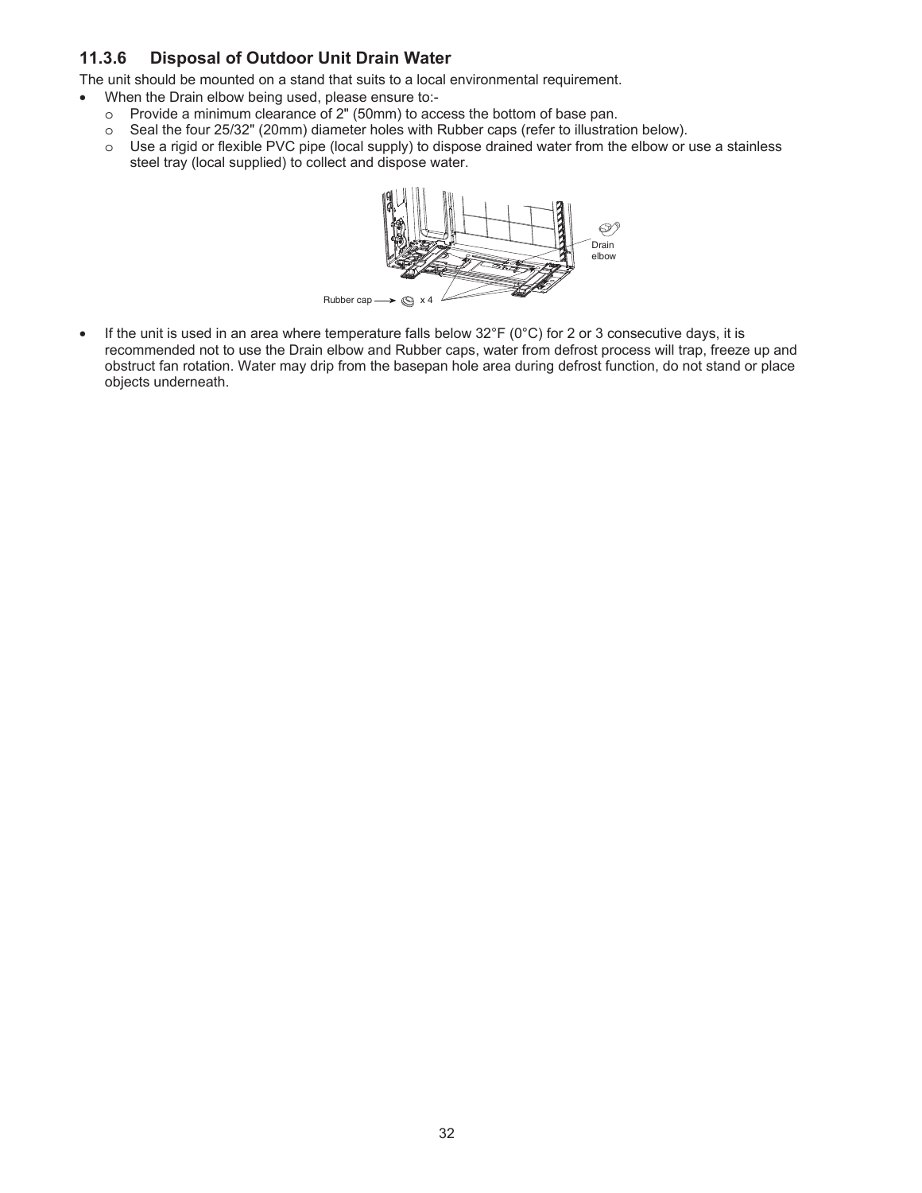### 11.3.6 Disposal of Outdoor Unit Drain Water

The unit should be mounted on a stand that suits to a local environmental requirement.

- When the Drain elbow being used, please ensure to:-
  - o Provide a minimum clearance of 2" (50mm) to access the bottom of base pan.
  - o Seal the four 25/32" (20mm) diameter holes with Rubber caps (refer to illustration below).
  - o Use a rigid or flexible PVC pipe (local supply) to dispose drained water from the elbow or use a stainless steel tray (local supplied) to collect and dispose water.

Drain elbow

Rubber cap x 4

- If the unit is used in an area where temperature falls below 32°F (0°C) for 2 or 3 consecutive days, it is recommended not to use the Drain elbow and Rubber caps, water from defrost process will trap, freeze up and obstruct fan rotation. Water may drip from the basepan hole area during defrost function, do not stand or place objects underneath.